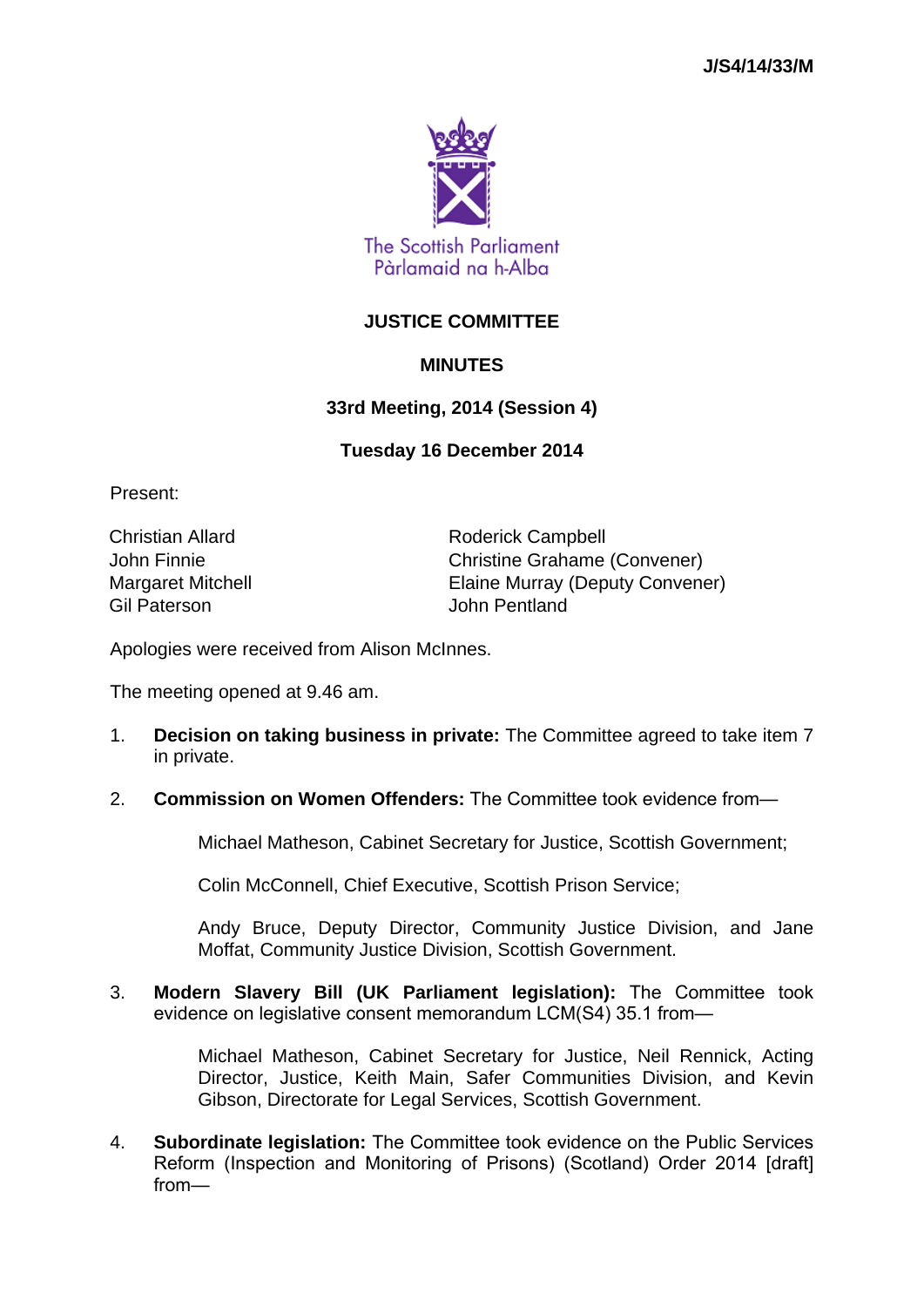J/S4/14/33/M

The Scottish Parliament
Pàrlamaid na h-Alba

# JUSTICE COMMITTEE

## MINUTES

### 33rd Meeting, 2014 (Session 4)

### Tuesday 16 December 2014

Present:

Christian Allard
John Finnie
Margaret Mitchell
Gil Paterson
Roderick Campbell
Christine Grahame (Convener)
Elaine Murray (Deputy Convener)
John Pentland

Apologies were received from Alison McInnes.

The meeting opened at 9.46 am.

1. **Decision on taking business in private:** The Committee agreed to take item 7 in private.

2. **Commission on Women Offenders:** The Committee took evidence from—

   Michael Matheson, Cabinet Secretary for Justice, Scottish Government;

   Colin McConnell, Chief Executive, Scottish Prison Service;

   Andy Bruce, Deputy Director, Community Justice Division, and Jane Moffat, Community Justice Division, Scottish Government.

3. **Modern Slavery Bill (UK Parliament legislation):** The Committee took evidence on legislative consent memorandum LCM(S4) 35.1 from—

   Michael Matheson, Cabinet Secretary for Justice, Neil Rennick, Acting Director, Justice, Keith Main, Safer Communities Division, and Kevin Gibson, Directorate for Legal Services, Scottish Government.

4. **Subordinate legislation:** The Committee took evidence on the Public Services Reform (Inspection and Monitoring of Prisons) (Scotland) Order 2014 [draft] from—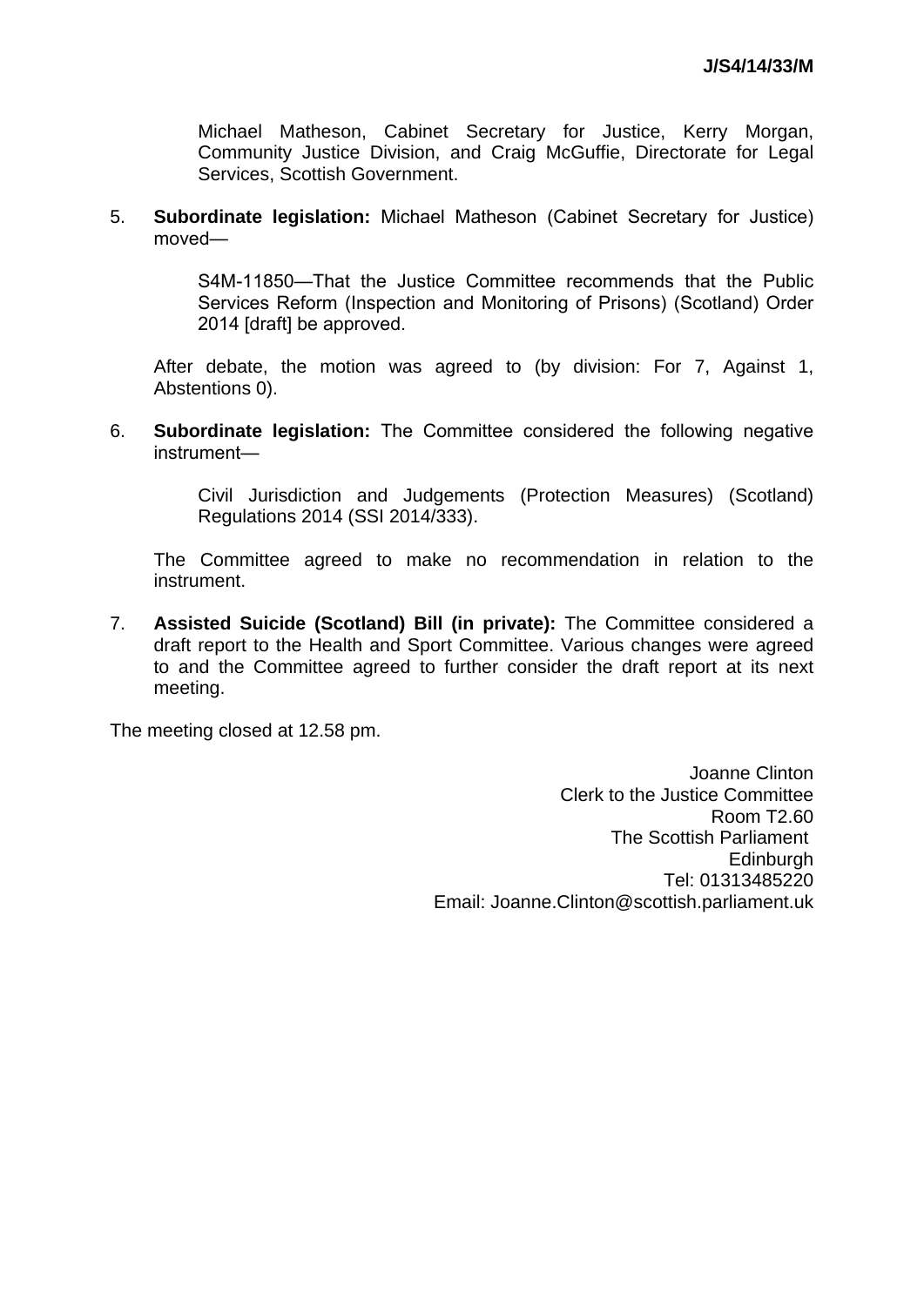Michael Matheson, Cabinet Secretary for Justice, Kerry Morgan, Community Justice Division, and Craig McGuffie, Directorate for Legal Services, Scottish Government.

5. **Subordinate legislation:** Michael Matheson (Cabinet Secretary for Justice) moved—

   S4M-11850—That the Justice Committee recommends that the Public Services Reform (Inspection and Monitoring of Prisons) (Scotland) Order 2014 [draft] be approved.

   After debate, the motion was agreed to (by division: For 7, Against 1, Abstentions 0).

6. **Subordinate legislation:** The Committee considered the following negative instrument—

   Civil Jurisdiction and Judgements (Protection Measures) (Scotland) Regulations 2014 (SSI 2014/333).

   The Committee agreed to make no recommendation in relation to the instrument.

7. **Assisted Suicide (Scotland) Bill (in private):** The Committee considered a draft report to the Health and Sport Committee. Various changes were agreed to and the Committee agreed to further consider the draft report at its next meeting.

The meeting closed at 12.58 pm.

Joanne Clinton
Clerk to the Justice Committee
Room T2.60
The Scottish Parliament
Edinburgh
Tel: 01313485220
Email: Joanne.Clinton@scottish.parliament.uk